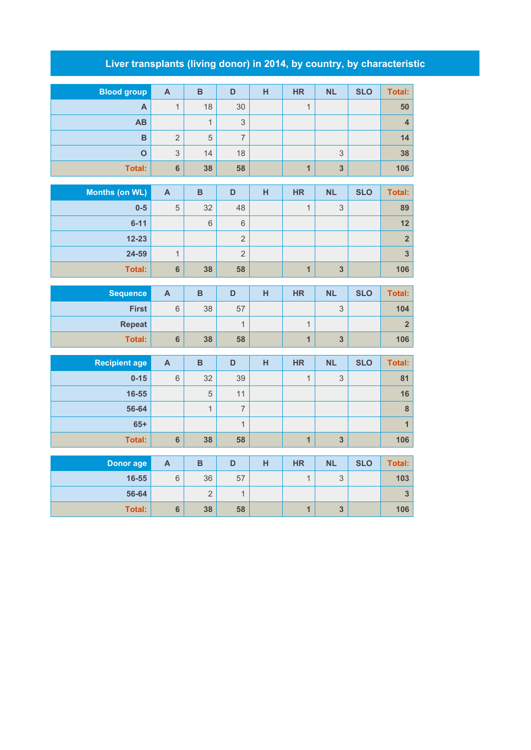# Liver transplants (living donor) in 2014, by country, by characteristic

| Blood group | A | B | D | H | HR | NL | SLO | Total: |
|---|---|---|---|---|---|---|---|---|
| A | 1 | 18 | 30 | | 1 | | | 50 |
| AB | | 1 | 3 | | | | | 4 |
| B | 2 | 5 | 7 | | | | | 14 |
| O | 3 | 14 | 18 | | | 3 | | 38 |
| Total: | 6 | 38 | 58 | | 1 | 3 | | 106 |

| Months (on WL) | A | B | D | H | HR | NL | SLO | Total: |
|---|---|---|---|---|---|---|---|---|
| 0-5 | 5 | 32 | 48 | | 1 | 3 | | 89 |
| 6-11 | | 6 | 6 | | | | | 12 |
| 12-23 | | | 2 | | | | | 2 |
| 24-59 | 1 | | 2 | | | | | 3 |
| Total: | 6 | 38 | 58 | | 1 | 3 | | 106 |

| Sequence | A | B | D | H | HR | NL | SLO | Total: |
|---|---|---|---|---|---|---|---|---|
| First | 6 | 38 | 57 | | | 3 | | 104 |
| Repeat | | | 1 | | 1 | | | 2 |
| Total: | 6 | 38 | 58 | | 1 | 3 | | 106 |

| Recipient age | A | B | D | H | HR | NL | SLO | Total: |
|---|---|---|---|---|---|---|---|---|
| 0-15 | 6 | 32 | 39 | | 1 | 3 | | 81 |
| 16-55 | | 5 | 11 | | | | | 16 |
| 56-64 | | 1 | 7 | | | | | 8 |
| 65+ | | | 1 | | | | | 1 |
| Total: | 6 | 38 | 58 | | 1 | 3 | | 106 |

| Donor age | A | B | D | H | HR | NL | SLO | Total: |
|---|---|---|---|---|---|---|---|---|
| 16-55 | 6 | 36 | 57 | | 1 | 3 | | 103 |
| 56-64 | | 2 | 1 | | | | | 3 |
| Total: | 6 | 38 | 58 | | 1 | 3 | | 106 |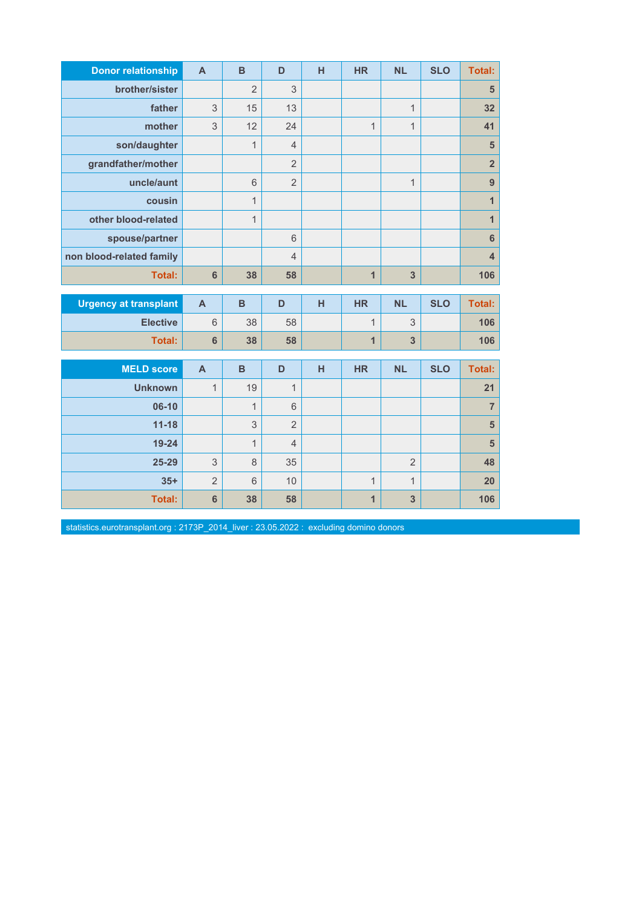| Donor relationship | A | B | D | H | HR | NL | SLO | Total: |
|---|---|---|---|---|---|---|---|---|
| brother/sister | | 2 | 3 | | | | | 5 |
| father | 3 | 15 | 13 | | | 1 | | 32 |
| mother | 3 | 12 | 24 | | 1 | 1 | | 41 |
| son/daughter | | 1 | 4 | | | | | 5 |
| grandfather/mother | | | 2 | | | | | 2 |
| uncle/aunt | | 6 | 2 | | | 1 | | 9 |
| cousin | | 1 | | | | | | 1 |
| other blood-related | | 1 | | | | | | 1 |
| spouse/partner | | | 6 | | | | | 6 |
| non blood-related family | | | 4 | | | | | 4 |
| Total: | 6 | 38 | 58 | | 1 | 3 | | 106 |

| Urgency at transplant | A | B | D | H | HR | NL | SLO | Total: |
|---|---|---|---|---|---|---|---|---|
| Elective | 6 | 38 | 58 | | 1 | 3 | | 106 |
| Total: | 6 | 38 | 58 | | 1 | 3 | | 106 |

| MELD score | A | B | D | H | HR | NL | SLO | Total: |
|---|---|---|---|---|---|---|---|---|
| Unknown | 1 | 19 | 1 | | | | | 21 |
| 06-10 | | 1 | 6 | | | | | 7 |
| 11-18 | | 3 | 2 | | | | | 5 |
| 19-24 | | 1 | 4 | | | | | 5 |
| 25-29 | 3 | 8 | 35 | | | 2 | | 48 |
| 35+ | 2 | 6 | 10 | | 1 | 1 | | 20 |
| Total: | 6 | 38 | 58 | | 1 | 3 | | 106 |

statistics.eurotransplant.org : 2173P_2014_liver : 23.05.2022 : excluding domino donors